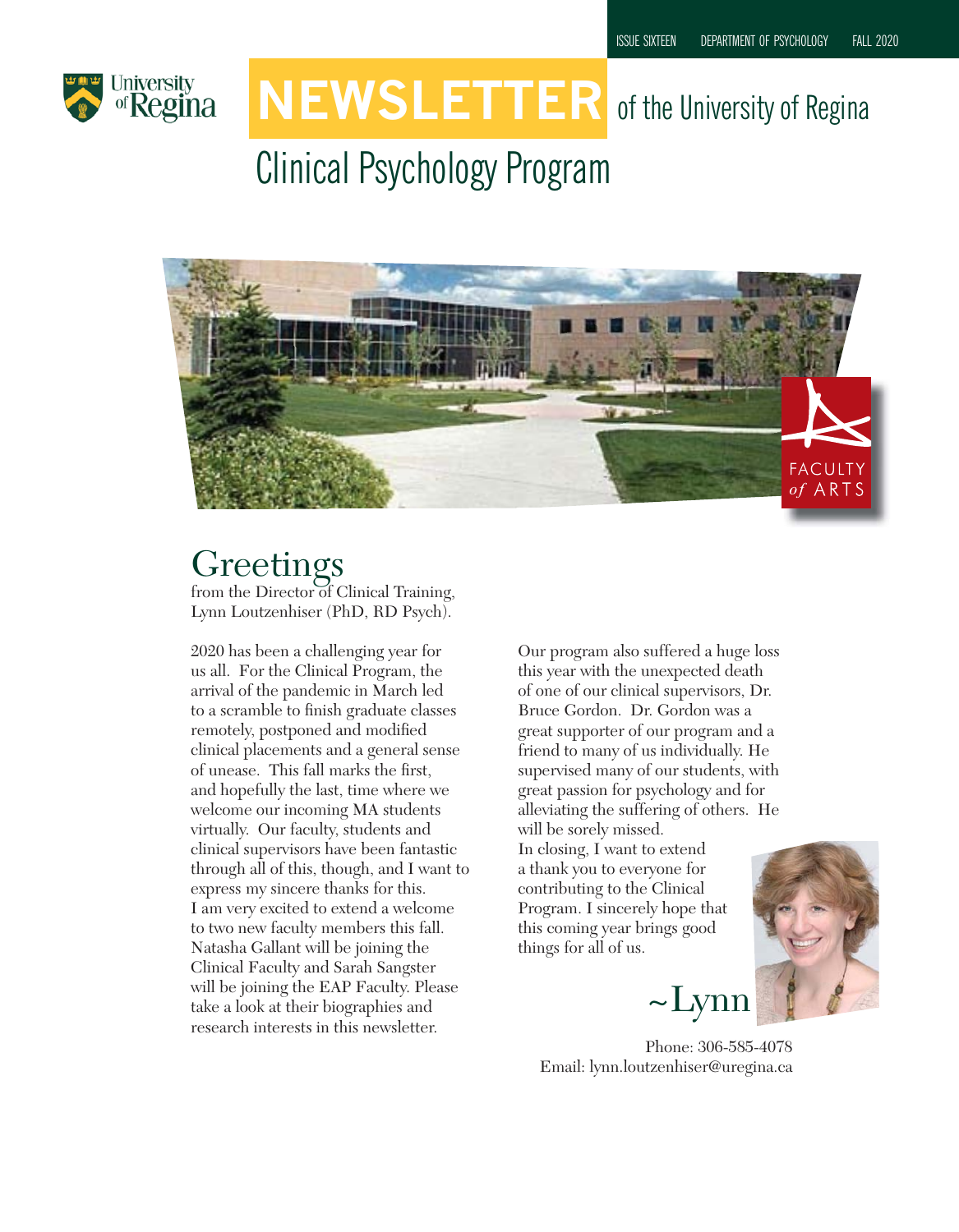ISSUE SIXTEEN DEPARTMENT OF PSYCHOLOGY FALL 2020

# NEWSLETTER of the University of Regina

## Clinical Psychology Program

FACULTY *of* ARTS

## Greetings

from the Director of Clinical Training, Lynn Loutzenhiser (PhD, RD Psych).

2020 has been a challenging year for us all. For the Clinical Program, the arrival of the pandemic in March led to a scramble to finish graduate classes remotely, postponed and modified clinical placements and a general sense of unease. This fall marks the first, and hopefully the last, time where we welcome our incoming MA students virtually. Our faculty, students and clinical supervisors have been fantastic through all of this, though, and I want to express my sincere thanks for this.

I am very excited to extend a welcome to two new faculty members this fall. Natasha Gallant will be joining the Clinical Faculty and Sarah Sangster will be joining the EAP Faculty. Please take a look at their biographies and research interests in this newsletter.

Our program also suffered a huge loss this year with the unexpected death of one of our clinical supervisors, Dr. Bruce Gordon. Dr. Gordon was a great supporter of our program and a friend to many of us individually. He supervised many of our students, with great passion for psychology and for alleviating the suffering of others. He will be sorely missed.

In closing, I want to extend a thank you to everyone for contributing to the Clinical Program. I sincerely hope that this coming year brings good things for all of us.

~Lynn

Phone: 306-585-4078
Email: lynn.loutzenhiser@uregina.ca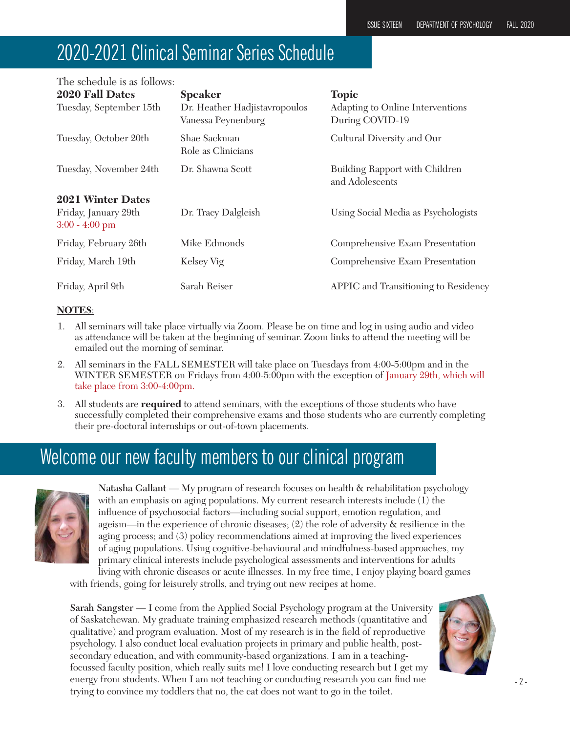# 2020-2021 Clinical Seminar Series Schedule

The schedule is as follows:

| 2020 Fall Dates | Speaker | Topic |
|---|---|---|
| Tuesday, September 15th | Dr. Heather Hadjistavropoulos<br>Vanessa Peynenburg | Adapting to Online Interventions During COVID-19 |
| Tuesday, October 20th | Shae Sackman | Cultural Diversity and Our Role as Clinicians |
| Tuesday, November 24th | Dr. Shawna Scott | Building Rapport with Children and Adolescents |
| **2021 Winter Dates** | | |
| Friday, January 29th<br>3:00 - 4:00 pm | Dr. Tracy Dalgleish | Using Social Media as Psychologists |
| Friday, February 26th | Mike Edmonds | Comprehensive Exam Presentation |
| Friday, March 19th | Kelsey Vig | Comprehensive Exam Presentation |
| Friday, April 9th | Sarah Reiser | APPIC and Transitioning to Residency |

**NOTES**:

1. All seminars will take place virtually via Zoom. Please be on time and log in using audio and video as attendance will be taken at the beginning of seminar. Zoom links to attend the meeting will be emailed out the morning of seminar.
2. All seminars in the FALL SEMESTER will take place on Tuesdays from 4:00-5:00pm and in the WINTER SEMESTER on Fridays from 4:00-5:00pm with the exception of January 29th, which will take place from 3:00-4:00pm.
3. All students are **required** to attend seminars, with the exceptions of those students who have successfully completed their comprehensive exams and those students who are currently completing their pre-doctoral internships or out-of-town placements.

# Welcome our new faculty members to our clinical program

**Natasha Gallant** — My program of research focuses on health & rehabilitation psychology with an emphasis on aging populations. My current research interests include (1) the influence of psychosocial factors—including social support, emotion regulation, and ageism—in the experience of chronic diseases; (2) the role of adversity & resilience in the aging process; and (3) policy recommendations aimed at improving the lived experiences of aging populations. Using cognitive-behavioural and mindfulness-based approaches, my primary clinical interests include psychological assessments and interventions for adults living with chronic diseases or acute illnesses. In my free time, I enjoy playing board games with friends, going for leisurely strolls, and trying out new recipes at home.

**Sarah Sangster** — I come from the Applied Social Psychology program at the University of Saskatchewan. My graduate training emphasized research methods (quantitative and qualitative) and program evaluation. Most of my research is in the field of reproductive psychology. I also conduct local evaluation projects in primary and public health, post-secondary education, and with community-based organizations. I am in a teaching-focussed faculty position, which really suits me! I love conducting research but I get my energy from students. When I am not teaching or conducting research you can find me trying to convince my toddlers that no, the cat does not want to go in the toilet.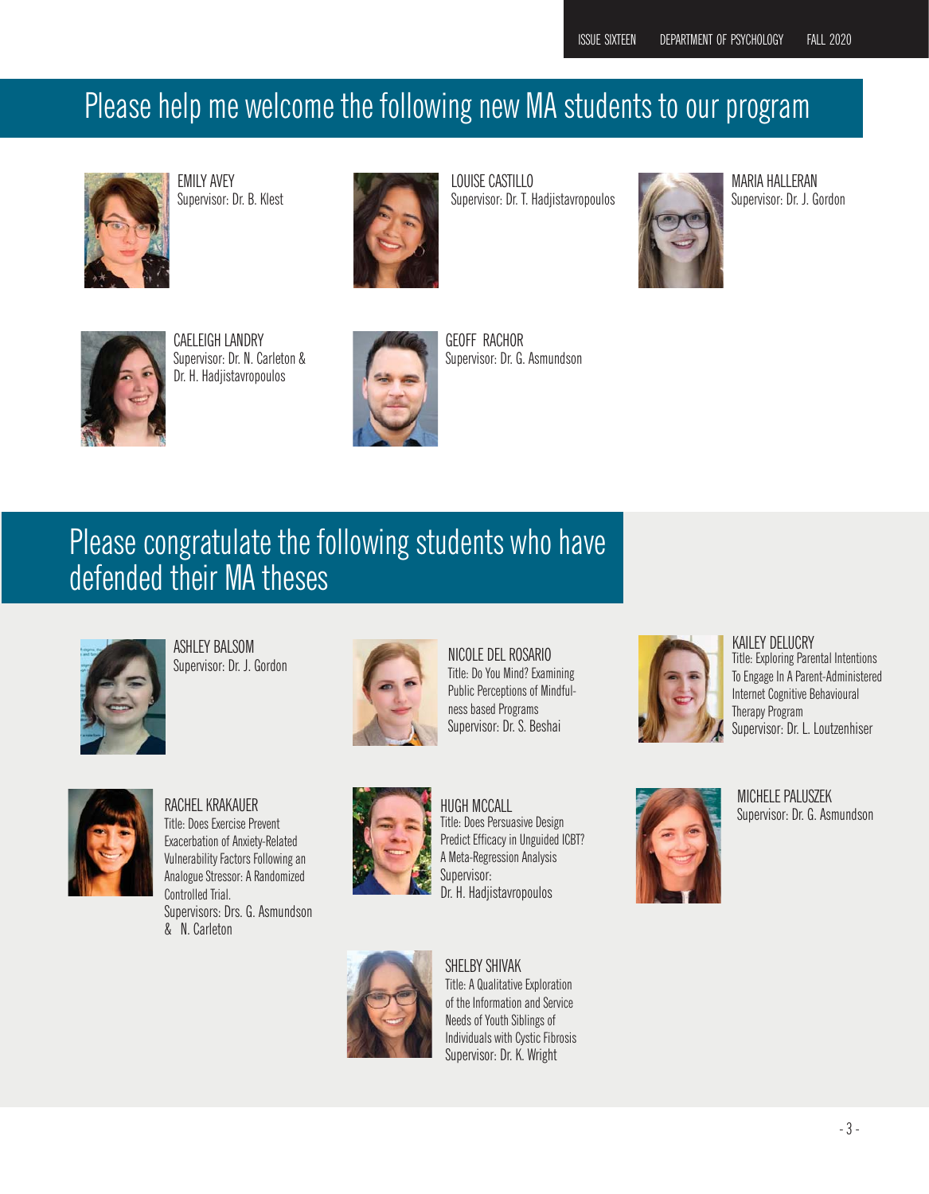# Please help me welcome the following new MA students to our program

EMILY AVEY
Supervisor: Dr. B. Klest

LOUISE CASTILLO
Supervisor: Dr. T. Hadjistavropoulos

MARIA HALLERAN
Supervisor: Dr. J. Gordon

CAELEIGH LANDRY
Supervisor: Dr. N. Carleton & Dr. H. Hadjistavropoulos

GEOFF RACHOR
Supervisor: Dr. G. Asmundson

# Please congratulate the following students who have defended their MA theses

ASHLEY BALSOM
Supervisor: Dr. J. Gordon

NICOLE DEL ROSARIO
Title: Do You Mind? Examining Public Perceptions of Mindfulness based Programs
Supervisor: Dr. S. Beshai

KAILEY DELUCRY
Title: Exploring Parental Intentions To Engage In A Parent-Administered Internet Cognitive Behavioural Therapy Program
Supervisor: Dr. L. Loutzenhiser

RACHEL KRAKAUER
Title: Does Exercise Prevent Exacerbation of Anxiety-Related Vulnerability Factors Following an Analogue Stressor: A Randomized Controlled Trial.
Supervisors: Drs. G. Asmundson & N. Carleton

HUGH MCCALL
Title: Does Persuasive Design Predict Efficacy in Unguided ICBT? A Meta-Regression Analysis
Supervisor: Dr. H. Hadjistavropoulos

MICHELE PALUSZEK
Supervisor: Dr. G. Asmundson

SHELBY SHIVAK
Title: A Qualitative Exploration of the Information and Service Needs of Youth Siblings of Individuals with Cystic Fibrosis
Supervisor: Dr. K. Wright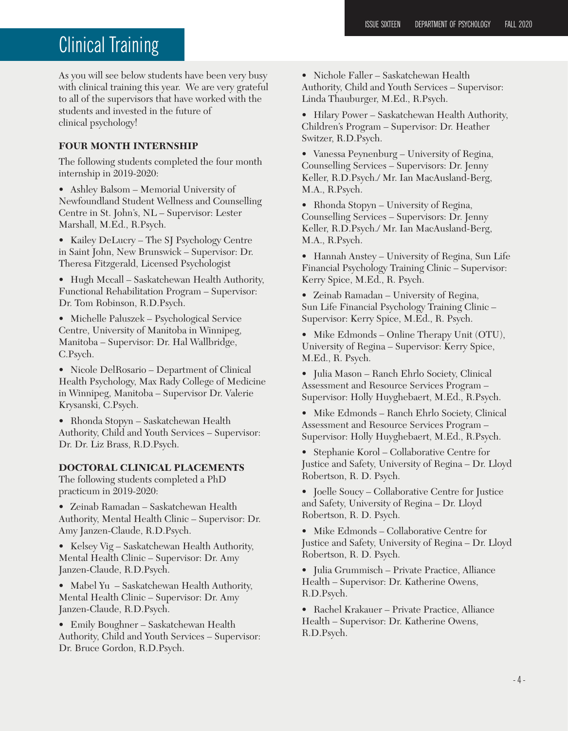# Clinical Training

As you will see below students have been very busy with clinical training this year. We are very grateful to all of the supervisors that have worked with the students and invested in the future of clinical psychology!

### FOUR MONTH INTERNSHIP

The following students completed the four month internship in 2019-2020:

- Ashley Balsom – Memorial University of Newfoundland Student Wellness and Counselling Centre in St. John's, NL – Supervisor: Lester Marshall, M.Ed., R.Psych.
- Kailey DeLucry – The SJ Psychology Centre in Saint John, New Brunswick – Supervisor: Dr. Theresa Fitzgerald, Licensed Psychologist
- Hugh Mccall – Saskatchewan Health Authority, Functional Rehabilitation Program – Supervisor: Dr. Tom Robinson, R.D.Psych.
- Michelle Paluszek – Psychological Service Centre, University of Manitoba in Winnipeg, Manitoba – Supervisor: Dr. Hal Wallbridge, C.Psych.
- Nicole DelRosario – Department of Clinical Health Psychology, Max Rady College of Medicine in Winnipeg, Manitoba – Supervisor Dr. Valerie Krysanski, C.Psych.
- Rhonda Stopyn – Saskatchewan Health Authority, Child and Youth Services – Supervisor: Dr. Dr. Liz Brass, R.D.Psych.

### DOCTORAL CLINICAL PLACEMENTS

The following students completed a PhD practicum in 2019-2020:

- Zeinab Ramadan – Saskatchewan Health Authority, Mental Health Clinic – Supervisor: Dr. Amy Janzen-Claude, R.D.Psych.
- Kelsey Vig – Saskatchewan Health Authority, Mental Health Clinic – Supervisor: Dr. Amy Janzen-Claude, R.D.Psych.
- Mabel Yu – Saskatchewan Health Authority, Mental Health Clinic – Supervisor: Dr. Amy Janzen-Claude, R.D.Psych.
- Emily Boughner – Saskatchewan Health Authority, Child and Youth Services – Supervisor: Dr. Bruce Gordon, R.D.Psych.
- Nichole Faller – Saskatchewan Health Authority, Child and Youth Services – Supervisor: Linda Thauburger, M.Ed., R.Psych.
- Hilary Power – Saskatchewan Health Authority, Children's Program – Supervisor: Dr. Heather Switzer, R.D.Psych.
- Vanessa Peynenburg – University of Regina, Counselling Services – Supervisors: Dr. Jenny Keller, R.D.Psych./ Mr. Ian MacAusland-Berg, M.A., R.Psych.
- Rhonda Stopyn – University of Regina, Counselling Services – Supervisors: Dr. Jenny Keller, R.D.Psych./ Mr. Ian MacAusland-Berg, M.A., R.Psych.
- Hannah Anstey – University of Regina, Sun Life Financial Psychology Training Clinic – Supervisor: Kerry Spice, M.Ed., R. Psych.
- Zeinab Ramadan – University of Regina, Sun Life Financial Psychology Training Clinic – Supervisor: Kerry Spice, M.Ed., R. Psych.
- Mike Edmonds – Online Therapy Unit (OTU), University of Regina – Supervisor: Kerry Spice, M.Ed., R. Psych.
- Julia Mason – Ranch Ehrlo Society, Clinical Assessment and Resource Services Program – Supervisor: Holly Huyghebaert, M.Ed., R.Psych.
- Mike Edmonds – Ranch Ehrlo Society, Clinical Assessment and Resource Services Program – Supervisor: Holly Huyghebaert, M.Ed., R.Psych.
- Stephanie Korol – Collaborative Centre for Justice and Safety, University of Regina – Dr. Lloyd Robertson, R. D. Psych.
- Joelle Soucy – Collaborative Centre for Justice and Safety, University of Regina – Dr. Lloyd Robertson, R. D. Psych.
- Mike Edmonds – Collaborative Centre for Justice and Safety, University of Regina – Dr. Lloyd Robertson, R. D. Psych.
- Julia Grummisch – Private Practice, Alliance Health – Supervisor: Dr. Katherine Owens, R.D.Psych.
- Rachel Krakauer – Private Practice, Alliance Health – Supervisor: Dr. Katherine Owens, R.D.Psych.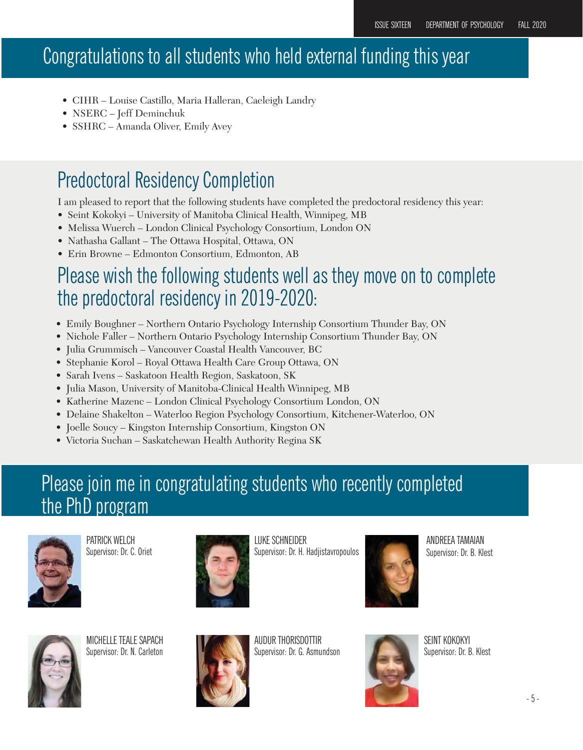## Congratulations to all students who held external funding this year

- CIHR – Louise Castillo, Maria Halleran, Caeleigh Landry
- NSERC – Jeff Deminchuk
- SSHRC – Amanda Oliver, Emily Avey

## Predoctoral Residency Completion

I am pleased to report that the following students have completed the predoctoral residency this year:

- Seint Kokokyi – University of Manitoba Clinical Health, Winnipeg, MB
- Melissa Wuerch – London Clinical Psychology Consortium, London ON
- Nathasha Gallant – The Ottawa Hospital, Ottawa, ON
- Erin Browne – Edmonton Consortium, Edmonton, AB

## Please wish the following students well as they move on to complete the predoctoral residency in 2019-2020:

- Emily Boughner – Northern Ontario Psychology Internship Consortium Thunder Bay, ON
- Nichole Faller – Northern Ontario Psychology Internship Consortium Thunder Bay, ON
- Julia Grummisch – Vancouver Coastal Health Vancouver, BC
- Stephanie Korol – Royal Ottawa Health Care Group Ottawa, ON
- Sarah Ivens – Saskatoon Health Region, Saskatoon, SK
- Julia Mason, University of Manitoba-Clinical Health Winnipeg, MB
- Katherine Mazenc – London Clinical Psychology Consortium London, ON
- Delaine Shakelton – Waterloo Region Psychology Consortium, Kitchener-Waterloo, ON
- Joelle Soucy – Kingston Internship Consortium, Kingston ON
- Victoria Suchan – Saskatchewan Health Authority Regina SK

## Please join me in congratulating students who recently completed the PhD program

PATRICK WELCH
Supervisor: Dr. C. Oriet

LUKE SCHNEIDER
Supervisor: Dr. H. Hadjistavropoulos

ANDREEA TAMAIAN
Supervisor: Dr. B. Klest

MICHELLE TEALE SAPACH
Supervisor: Dr. N. Carleton

AUDUR THORISDOTTIR
Supervisor: Dr. G. Asmundson

SEINT KOKOKYI
Supervisor: Dr. B. Klest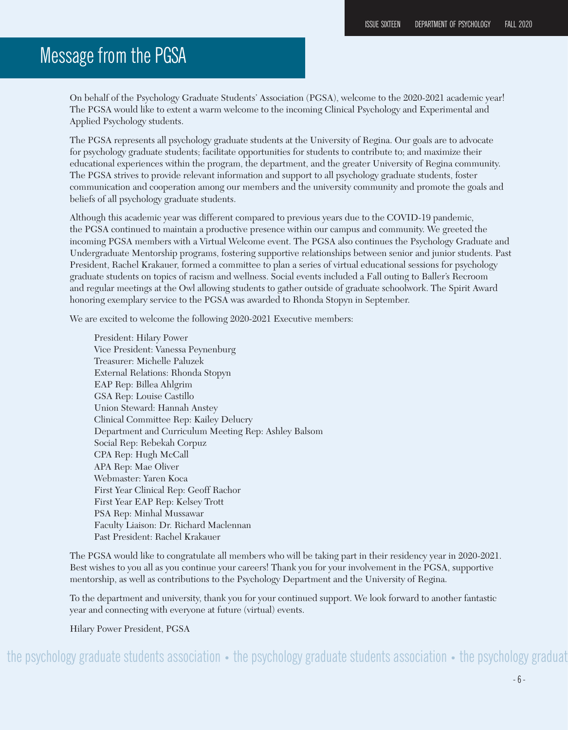# Message from the PGSA

On behalf of the Psychology Graduate Students' Association (PGSA), welcome to the 2020-2021 academic year! The PGSA would like to extent a warm welcome to the incoming Clinical Psychology and Experimental and Applied Psychology students.

The PGSA represents all psychology graduate students at the University of Regina. Our goals are to advocate for psychology graduate students; facilitate opportunities for students to contribute to; and maximize their educational experiences within the program, the department, and the greater University of Regina community. The PGSA strives to provide relevant information and support to all psychology graduate students, foster communication and cooperation among our members and the university community and promote the goals and beliefs of all psychology graduate students.

Although this academic year was different compared to previous years due to the COVID-19 pandemic, the PGSA continued to maintain a productive presence within our campus and community. We greeted the incoming PGSA members with a Virtual Welcome event. The PGSA also continues the Psychology Graduate and Undergraduate Mentorship programs, fostering supportive relationships between senior and junior students. Past President, Rachel Krakauer, formed a committee to plan a series of virtual educational sessions for psychology graduate students on topics of racism and wellness. Social events included a Fall outing to Baller's Recroom and regular meetings at the Owl allowing students to gather outside of graduate schoolwork. The Spirit Award honoring exemplary service to the PGSA was awarded to Rhonda Stopyn in September.

We are excited to welcome the following 2020-2021 Executive members:

President: Hilary Power
Vice President: Vanessa Peynenburg
Treasurer: Michelle Paluzek
External Relations: Rhonda Stopyn
EAP Rep: Billea Ahlgrim
GSA Rep: Louise Castillo
Union Steward: Hannah Anstey
Clinical Committee Rep: Kailey Delucry
Department and Curriculum Meeting Rep: Ashley Balsom
Social Rep: Rebekah Corpuz
CPA Rep: Hugh McCall
APA Rep: Mae Oliver
Webmaster: Yaren Koca
First Year Clinical Rep: Geoff Rachor
First Year EAP Rep: Kelsey Trott
PSA Rep: Minhal Mussawar
Faculty Liaison: Dr. Richard Maclennan
Past President: Rachel Krakauer

The PGSA would like to congratulate all members who will be taking part in their residency year in 2020-2021. Best wishes to you all as you continue your careers! Thank you for your involvement in the PGSA, supportive mentorship, as well as contributions to the Psychology Department and the University of Regina.

To the department and university, thank you for your continued support. We look forward to another fantastic year and connecting with everyone at future (virtual) events.

Hilary Power President, PGSA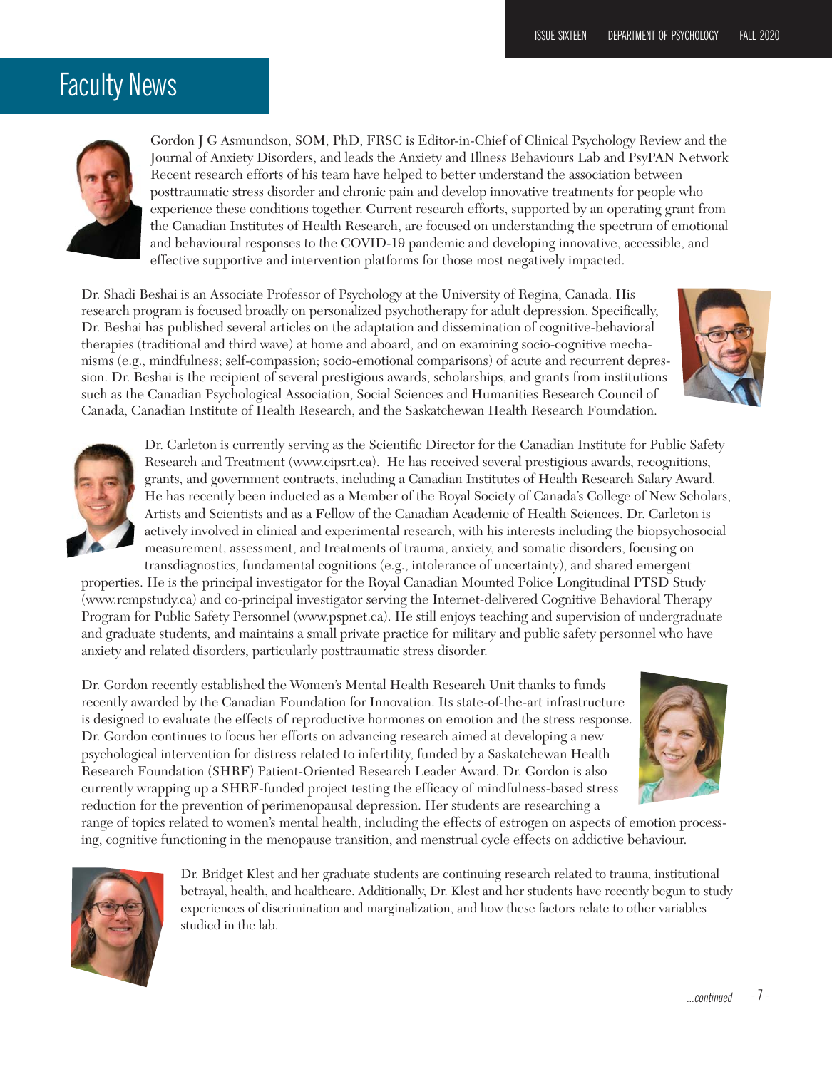# Faculty News

Gordon J G Asmundson, SOM, PhD, FRSC is Editor-in-Chief of Clinical Psychology Review and the Journal of Anxiety Disorders, and leads the Anxiety and Illness Behaviours Lab and PsyPAN Network Recent research efforts of his team have helped to better understand the association between posttraumatic stress disorder and chronic pain and develop innovative treatments for people who experience these conditions together. Current research efforts, supported by an operating grant from the Canadian Institutes of Health Research, are focused on understanding the spectrum of emotional and behavioural responses to the COVID-19 pandemic and developing innovative, accessible, and effective supportive and intervention platforms for those most negatively impacted.

Dr. Shadi Beshai is an Associate Professor of Psychology at the University of Regina, Canada. His research program is focused broadly on personalized psychotherapy for adult depression. Specifically, Dr. Beshai has published several articles on the adaptation and dissemination of cognitive-behavioral therapies (traditional and third wave) at home and aboard, and on examining socio-cognitive mechanisms (e.g., mindfulness; self-compassion; socio-emotional comparisons) of acute and recurrent depression. Dr. Beshai is the recipient of several prestigious awards, scholarships, and grants from institutions such as the Canadian Psychological Association, Social Sciences and Humanities Research Council of Canada, Canadian Institute of Health Research, and the Saskatchewan Health Research Foundation.

Dr. Carleton is currently serving as the Scientific Director for the Canadian Institute for Public Safety Research and Treatment (www.cipsrt.ca). He has received several prestigious awards, recognitions, grants, and government contracts, including a Canadian Institutes of Health Research Salary Award. He has recently been inducted as a Member of the Royal Society of Canada's College of New Scholars, Artists and Scientists and as a Fellow of the Canadian Academic of Health Sciences. Dr. Carleton is actively involved in clinical and experimental research, with his interests including the biopsychosocial measurement, assessment, and treatments of trauma, anxiety, and somatic disorders, focusing on transdiagnostics, fundamental cognitions (e.g., intolerance of uncertainty), and shared emergent properties. He is the principal investigator for the Royal Canadian Mounted Police Longitudinal PTSD Study (www.rcmpstudy.ca) and co-principal investigator serving the Internet-delivered Cognitive Behavioral Therapy Program for Public Safety Personnel (www.pspnet.ca). He still enjoys teaching and supervision of undergraduate and graduate students, and maintains a small private practice for military and public safety personnel who have anxiety and related disorders, particularly posttraumatic stress disorder.

Dr. Gordon recently established the Women's Mental Health Research Unit thanks to funds recently awarded by the Canadian Foundation for Innovation. Its state-of-the-art infrastructure is designed to evaluate the effects of reproductive hormones on emotion and the stress response. Dr. Gordon continues to focus her efforts on advancing research aimed at developing a new psychological intervention for distress related to infertility, funded by a Saskatchewan Health Research Foundation (SHRF) Patient-Oriented Research Leader Award. Dr. Gordon is also currently wrapping up a SHRF-funded project testing the efficacy of mindfulness-based stress reduction for the prevention of perimenopausal depression. Her students are researching a range of topics related to women's mental health, including the effects of estrogen on aspects of emotion processing, cognitive functioning in the menopause transition, and menstrual cycle effects on addictive behaviour.

Dr. Bridget Klest and her graduate students are continuing research related to trauma, institutional betrayal, health, and healthcare. Additionally, Dr. Klest and her students have recently begun to study experiences of discrimination and marginalization, and how these factors relate to other variables studied in the lab.

*...continued*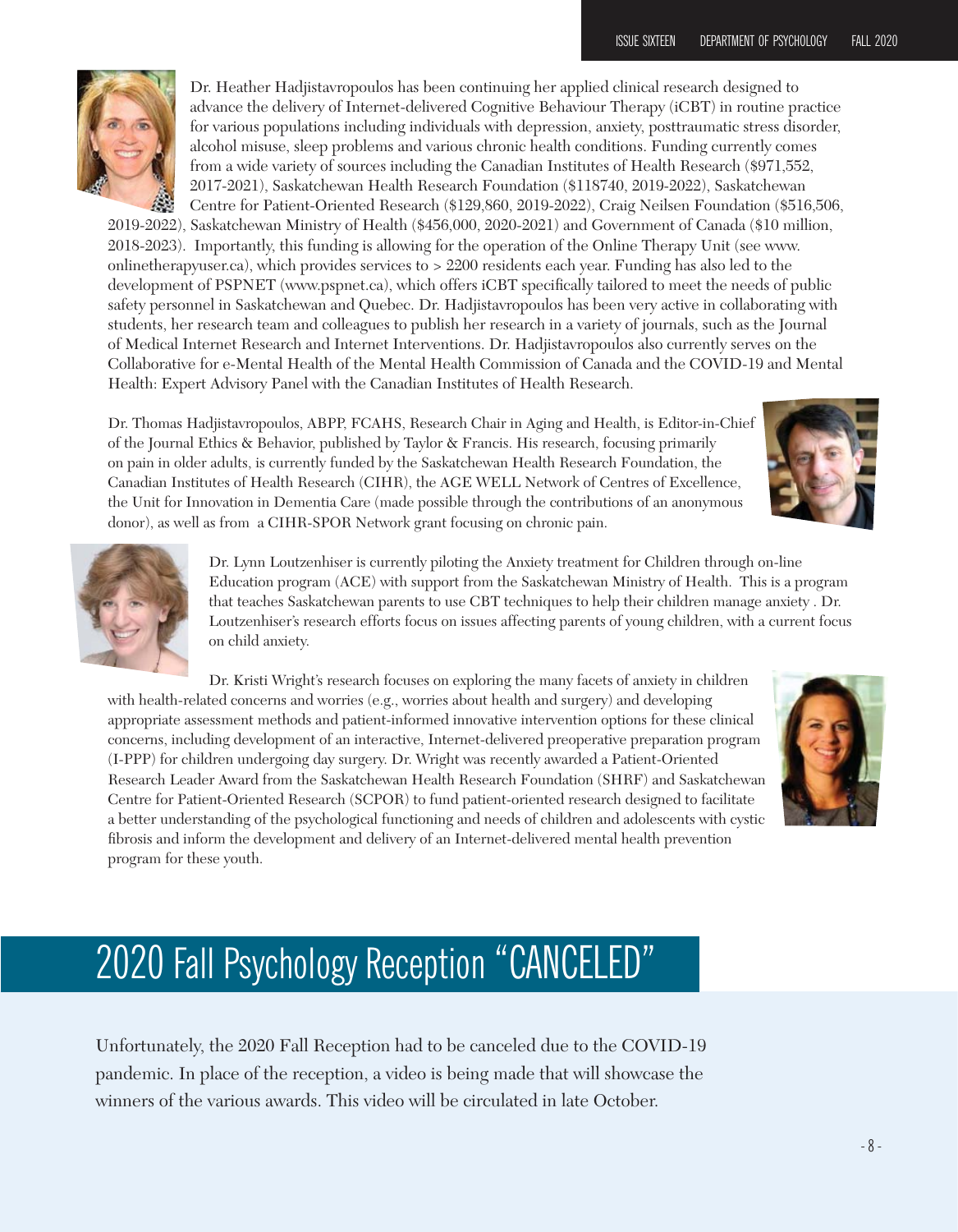Dr. Heather Hadjistavropoulos has been continuing her applied clinical research designed to advance the delivery of Internet-delivered Cognitive Behaviour Therapy (iCBT) in routine practice for various populations including individuals with depression, anxiety, posttraumatic stress disorder, alcohol misuse, sleep problems and various chronic health conditions. Funding currently comes from a wide variety of sources including the Canadian Institutes of Health Research ($971,552, 2017-2021), Saskatchewan Health Research Foundation ($118740, 2019-2022), Saskatchewan Centre for Patient-Oriented Research ($129,860, 2019-2022), Craig Neilsen Foundation ($516,506, 2019-2022), Saskatchewan Ministry of Health ($456,000, 2020-2021) and Government of Canada ($10 million, 2018-2023). Importantly, this funding is allowing for the operation of the Online Therapy Unit (see www.onlinetherapyuser.ca), which provides services to > 2200 residents each year. Funding has also led to the development of PSPNET (www.pspnet.ca), which offers iCBT specifically tailored to meet the needs of public safety personnel in Saskatchewan and Quebec. Dr. Hadjistavropoulos has been very active in collaborating with students, her research team and colleagues to publish her research in a variety of journals, such as the Journal of Medical Internet Research and Internet Interventions. Dr. Hadjistavropoulos also currently serves on the Collaborative for e-Mental Health of the Mental Health Commission of Canada and the COVID-19 and Mental Health: Expert Advisory Panel with the Canadian Institutes of Health Research.

Dr. Thomas Hadjistavropoulos, ABPP, FCAHS, Research Chair in Aging and Health, is Editor-in-Chief of the Journal Ethics & Behavior, published by Taylor & Francis. His research, focusing primarily on pain in older adults, is currently funded by the Saskatchewan Health Research Foundation, the Canadian Institutes of Health Research (CIHR), the AGE WELL Network of Centres of Excellence, the Unit for Innovation in Dementia Care (made possible through the contributions of an anonymous donor), as well as from a CIHR-SPOR Network grant focusing on chronic pain.

Dr. Lynn Loutzenhiser is currently piloting the Anxiety treatment for Children through on-line Education program (ACE) with support from the Saskatchewan Ministry of Health. This is a program that teaches Saskatchewan parents to use CBT techniques to help their children manage anxiety . Dr. Loutzenhiser's research efforts focus on issues affecting parents of young children, with a current focus on child anxiety.

Dr. Kristi Wright's research focuses on exploring the many facets of anxiety in children with health-related concerns and worries (e.g., worries about health and surgery) and developing appropriate assessment methods and patient-informed innovative intervention options for these clinical concerns, including development of an interactive, Internet-delivered preoperative preparation program (I-PPP) for children undergoing day surgery. Dr. Wright was recently awarded a Patient-Oriented Research Leader Award from the Saskatchewan Health Research Foundation (SHRF) and Saskatchewan Centre for Patient-Oriented Research (SCPOR) to fund patient-oriented research designed to facilitate a better understanding of the psychological functioning and needs of children and adolescents with cystic fibrosis and inform the development and delivery of an Internet-delivered mental health prevention program for these youth.

# 2020 Fall Psychology Reception "CANCELED"

Unfortunately, the 2020 Fall Reception had to be canceled due to the COVID-19 pandemic. In place of the reception, a video is being made that will showcase the winners of the various awards. This video will be circulated in late October.